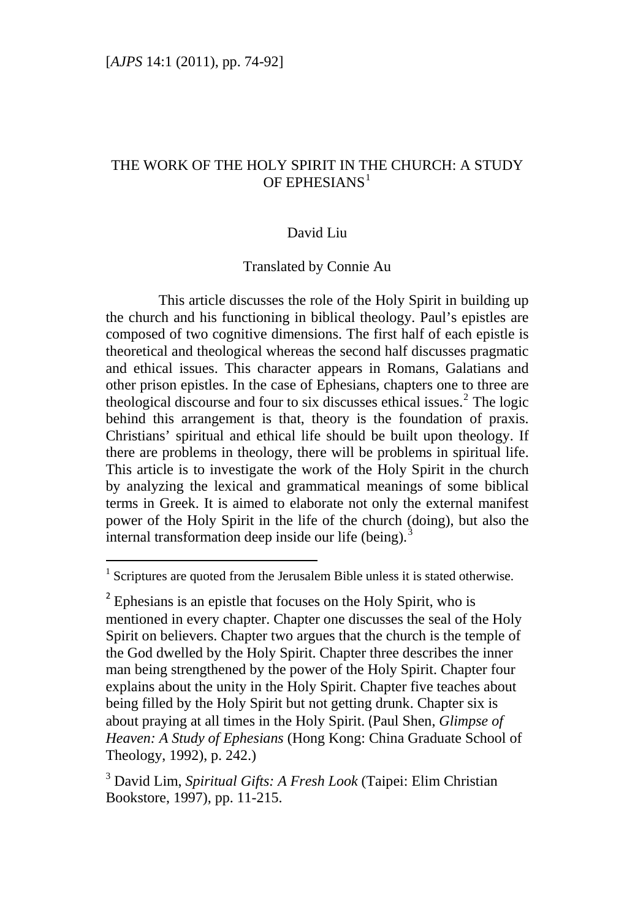# THE WORK OF THE HOLY SPIRIT IN THE CHURCH: A STUDY OF EPHESIANS[1]

David Liu

Translated by Connie Au

This article discusses the role of the Holy Spirit in building up the church and his functioning in biblical theology. Paul's epistles are composed of two cognitive dimensions. The first half of each epistle is theoretical and theological whereas the second half discusses pragmatic and ethical issues. This character appears in Romans, Galatians and other prison epistles. In the case of Ephesians, chapters one to three are theological discourse and four to six discusses ethical issues.[2] The logic behind this arrangement is that, theory is the foundation of praxis. Christians' spiritual and ethical life should be built upon theology. If there are problems in theology, there will be problems in spiritual life. This article is to investigate the work of the Holy Spirit in the church by analyzing the lexical and grammatical meanings of some biblical terms in Greek. It is aimed to elaborate not only the external manifest power of the Holy Spirit in the life of the church (doing), but also the internal transformation deep inside our life (being).[3]

---

[1] Scriptures are quoted from the Jerusalem Bible unless it is stated otherwise.

[2] Ephesians is an epistle that focuses on the Holy Spirit, who is mentioned in every chapter. Chapter one discusses the seal of the Holy Spirit on believers. Chapter two argues that the church is the temple of the God dwelled by the Holy Spirit. Chapter three describes the inner man being strengthened by the power of the Holy Spirit. Chapter four explains about the unity in the Holy Spirit. Chapter five teaches about being filled by the Holy Spirit but not getting drunk. Chapter six is about praying at all times in the Holy Spirit. (Paul Shen, *Glimpse of Heaven: A Study of Ephesians* (Hong Kong: China Graduate School of Theology, 1992), p. 242.)

[3] David Lim, *Spiritual Gifts: A Fresh Look* (Taipei: Elim Christian Bookstore, 1997), pp. 11-215.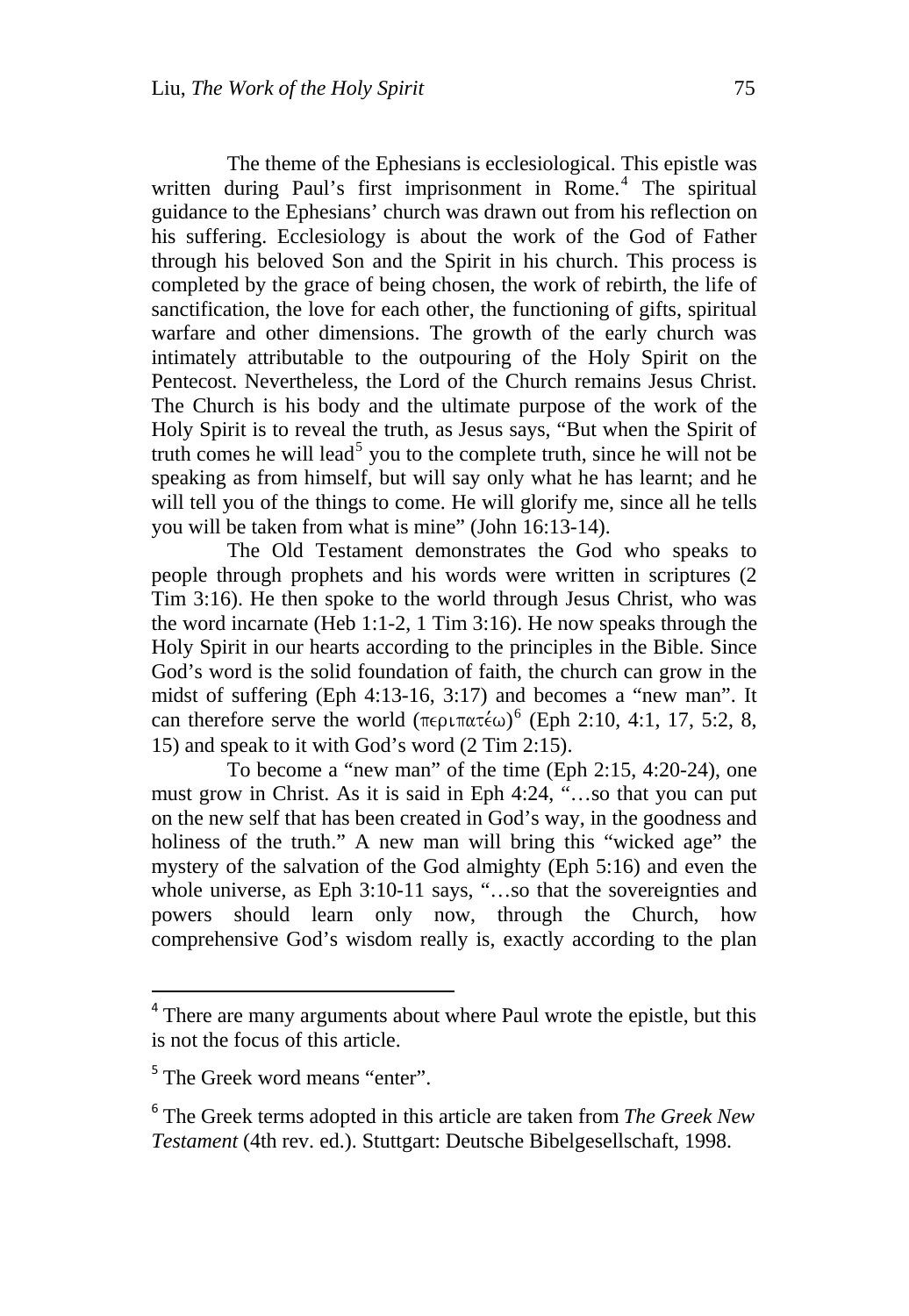The theme of the Ephesians is ecclesiological. This epistle was written during Paul's first imprisonment in Rome.[4] The spiritual guidance to the Ephesians' church was drawn out from his reflection on his suffering. Ecclesiology is about the work of the God of Father through his beloved Son and the Spirit in his church. This process is completed by the grace of being chosen, the work of rebirth, the life of sanctification, the love for each other, the functioning of gifts, spiritual warfare and other dimensions. The growth of the early church was intimately attributable to the outpouring of the Holy Spirit on the Pentecost. Nevertheless, the Lord of the Church remains Jesus Christ. The Church is his body and the ultimate purpose of the work of the Holy Spirit is to reveal the truth, as Jesus says, "But when the Spirit of truth comes he will lead[5] you to the complete truth, since he will not be speaking as from himself, but will say only what he has learnt; and he will tell you of the things to come. He will glorify me, since all he tells you will be taken from what is mine" (John 16:13-14).

The Old Testament demonstrates the God who speaks to people through prophets and his words were written in scriptures (2 Tim 3:16). He then spoke to the world through Jesus Christ, who was the word incarnate (Heb 1:1-2, 1 Tim 3:16). He now speaks through the Holy Spirit in our hearts according to the principles in the Bible. Since God's word is the solid foundation of faith, the church can grow in the midst of suffering (Eph 4:13-16, 3:17) and becomes a "new man". It can therefore serve the world (περιπατέω)[6] (Eph 2:10, 4:1, 17, 5:2, 8, 15) and speak to it with God's word (2 Tim 2:15).

To become a "new man" of the time (Eph 2:15, 4:20-24), one must grow in Christ. As it is said in Eph 4:24, "…so that you can put on the new self that has been created in God's way, in the goodness and holiness of the truth." A new man will bring this "wicked age" the mystery of the salvation of the God almighty (Eph 5:16) and even the whole universe, as Eph 3:10-11 says, "…so that the sovereignties and powers should learn only now, through the Church, how comprehensive God's wisdom really is, exactly according to the plan

---

[4] There are many arguments about where Paul wrote the epistle, but this is not the focus of this article.

[5] The Greek word means "enter".

[6] The Greek terms adopted in this article are taken from *The Greek New Testament* (4th rev. ed.). Stuttgart: Deutsche Bibelgesellschaft, 1998.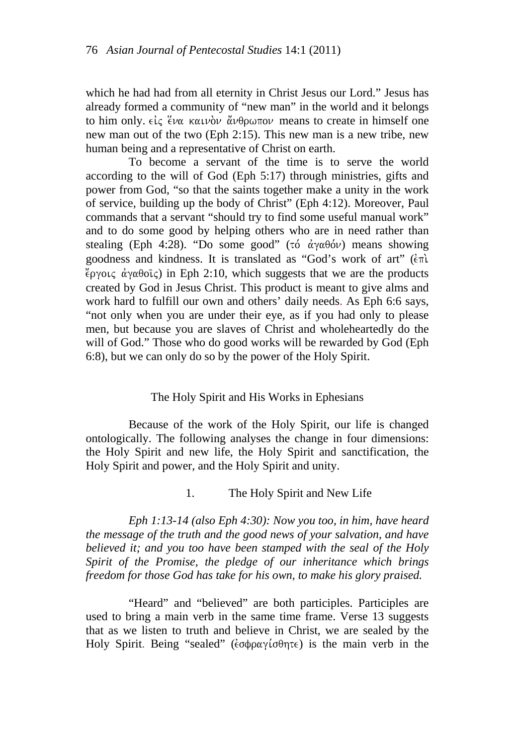which he had had from all eternity in Christ Jesus our Lord." Jesus has already formed a community of "new man" in the world and it belongs to him only. εἰς ἕνα καινὸν ἄνθρωπον means to create in himself one new man out of the two (Eph 2:15). This new man is a new tribe, new human being and a representative of Christ on earth.

To become a servant of the time is to serve the world according to the will of God (Eph 5:17) through ministries, gifts and power from God, "so that the saints together make a unity in the work of service, building up the body of Christ" (Eph 4:12). Moreover, Paul commands that a servant "should try to find some useful manual work" and to do some good by helping others who are in need rather than stealing (Eph 4:28). "Do some good" (τό ἀγαθόν) means showing goodness and kindness. It is translated as "God's work of art" (ἐπὶ ἔργοις ἀγαθοῖς) in Eph 2:10, which suggests that we are the products created by God in Jesus Christ. This product is meant to give alms and work hard to fulfill our own and others' daily needs. As Eph 6:6 says, "not only when you are under their eye, as if you had only to please men, but because you are slaves of Christ and wholeheartedly do the will of God." Those who do good works will be rewarded by God (Eph 6:8), but we can only do so by the power of the Holy Spirit.

## The Holy Spirit and His Works in Ephesians

Because of the work of the Holy Spirit, our life is changed ontologically. The following analyses the change in four dimensions: the Holy Spirit and new life, the Holy Spirit and sanctification, the Holy Spirit and power, and the Holy Spirit and unity.

### 1. The Holy Spirit and New Life

*Eph 1:13-14 (also Eph 4:30): Now you too, in him, have heard the message of the truth and the good news of your salvation, and have believed it; and you too have been stamped with the seal of the Holy Spirit of the Promise, the pledge of our inheritance which brings freedom for those God has take for his own, to make his glory praised.*

"Heard" and "believed" are both participles. Participles are used to bring a main verb in the same time frame. Verse 13 suggests that as we listen to truth and believe in Christ, we are sealed by the Holy Spirit. Being "sealed" (ἐσφραγίσθητε) is the main verb in the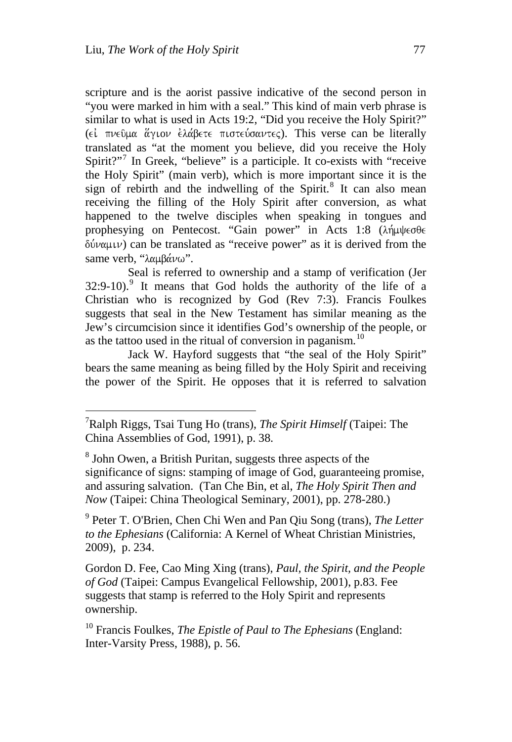scripture and is the aorist passive indicative of the second person in "you were marked in him with a seal." This kind of main verb phrase is similar to what is used in Acts 19:2, "Did you receive the Holy Spirit?" (εἰ πνεῦμα ἅγιον ἐλάβετε πιστεύσαντες). This verse can be literally translated as "at the moment you believe, did you receive the Holy Spirit?"[7] In Greek, "believe" is a participle. It co-exists with "receive the Holy Spirit" (main verb), which is more important since it is the sign of rebirth and the indwelling of the Spirit.[8] It can also mean receiving the filling of the Holy Spirit after conversion, as what happened to the twelve disciples when speaking in tongues and prophesying on Pentecost. "Gain power" in Acts 1:8 (λήμψεσθε δύναμιν) can be translated as "receive power" as it is derived from the same verb, "λαμβάνω".

Seal is referred to ownership and a stamp of verification (Jer 32:9-10).[9] It means that God holds the authority of the life of a Christian who is recognized by God (Rev 7:3). Francis Foulkes suggests that seal in the New Testament has similar meaning as the Jew's circumcision since it identifies God's ownership of the people, or as the tattoo used in the ritual of conversion in paganism.[10]

Jack W. Hayford suggests that "the seal of the Holy Spirit" bears the same meaning as being filled by the Holy Spirit and receiving the power of the Spirit. He opposes that it is referred to salvation

---

[7] Ralph Riggs, Tsai Tung Ho (trans), *The Spirit Himself* (Taipei: The China Assemblies of God, 1991), p. 38.

[8] John Owen, a British Puritan, suggests three aspects of the significance of signs: stamping of image of God, guaranteeing promise, and assuring salvation. (Tan Che Bin, et al, *The Holy Spirit Then and Now* (Taipei: China Theological Seminary, 2001), pp. 278-280.)

[9] Peter T. O'Brien, Chen Chi Wen and Pan Qiu Song (trans), *The Letter to the Ephesians* (California: A Kernel of Wheat Christian Ministries, 2009), p. 234.

Gordon D. Fee, Cao Ming Xing (trans), *Paul, the Spirit, and the People of God* (Taipei: Campus Evangelical Fellowship, 2001), p.83. Fee suggests that stamp is referred to the Holy Spirit and represents ownership.

[10] Francis Foulkes, *The Epistle of Paul to The Ephesians* (England: Inter-Varsity Press, 1988), p. 56.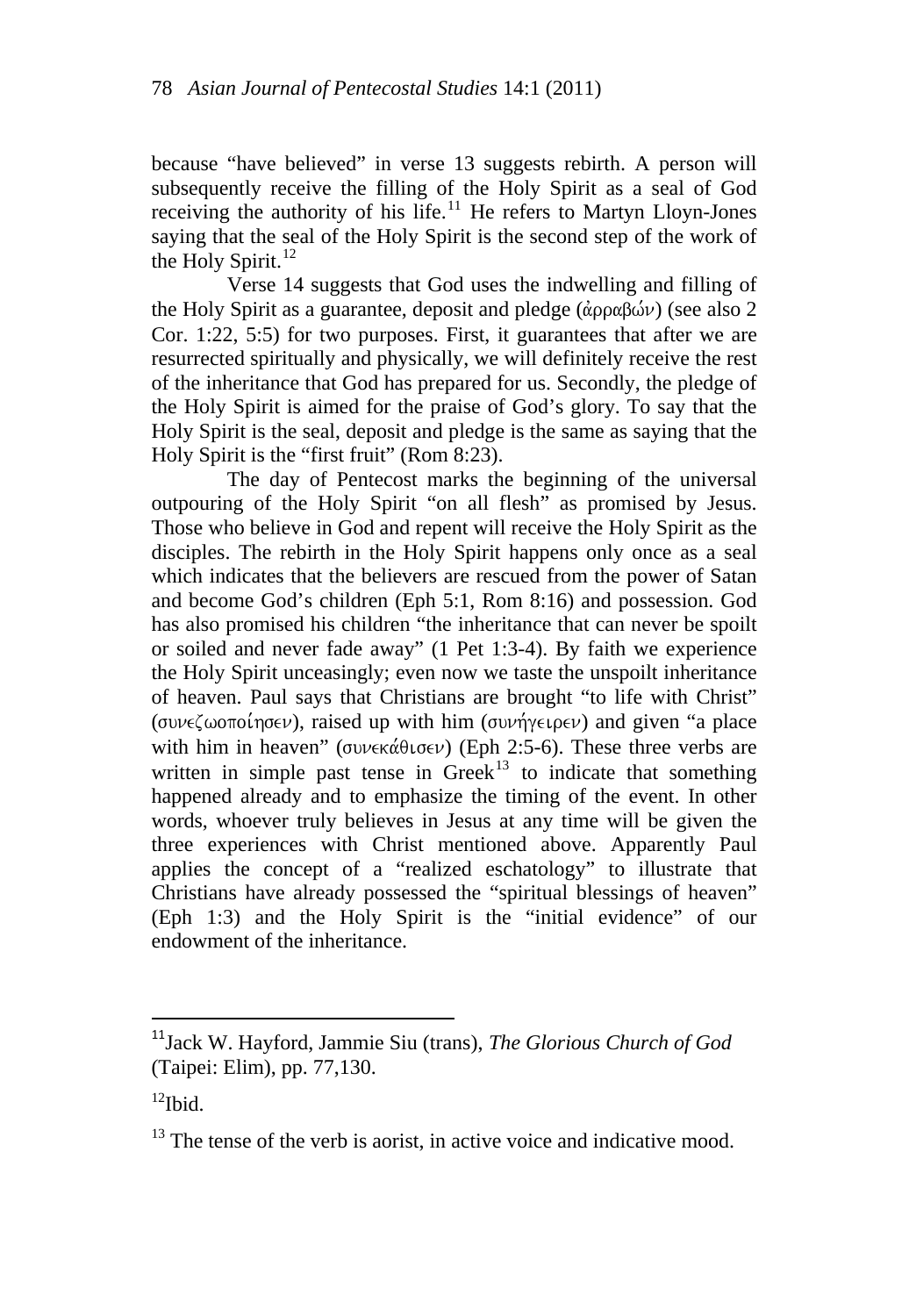because "have believed" in verse 13 suggests rebirth. A person will subsequently receive the filling of the Holy Spirit as a seal of God receiving the authority of his life.[11] He refers to Martyn Lloyn-Jones saying that the seal of the Holy Spirit is the second step of the work of the Holy Spirit.[12]

Verse 14 suggests that God uses the indwelling and filling of the Holy Spirit as a guarantee, deposit and pledge (ἀρραβών) (see also 2 Cor. 1:22, 5:5) for two purposes. First, it guarantees that after we are resurrected spiritually and physically, we will definitely receive the rest of the inheritance that God has prepared for us. Secondly, the pledge of the Holy Spirit is aimed for the praise of God's glory. To say that the Holy Spirit is the seal, deposit and pledge is the same as saying that the Holy Spirit is the "first fruit" (Rom 8:23).

The day of Pentecost marks the beginning of the universal outpouring of the Holy Spirit "on all flesh" as promised by Jesus. Those who believe in God and repent will receive the Holy Spirit as the disciples. The rebirth in the Holy Spirit happens only once as a seal which indicates that the believers are rescued from the power of Satan and become God's children (Eph 5:1, Rom 8:16) and possession. God has also promised his children "the inheritance that can never be spoilt or soiled and never fade away" (1 Pet 1:3-4). By faith we experience the Holy Spirit unceasingly; even now we taste the unspoilt inheritance of heaven. Paul says that Christians are brought "to life with Christ" (συνεζωοποίησεν), raised up with him (συνήγειρεν) and given "a place with him in heaven" (συνεκάθισεν) (Eph 2:5-6). These three verbs are written in simple past tense in Greek[13] to indicate that something happened already and to emphasize the timing of the event. In other words, whoever truly believes in Jesus at any time will be given the three experiences with Christ mentioned above. Apparently Paul applies the concept of a "realized eschatology" to illustrate that Christians have already possessed the "spiritual blessings of heaven" (Eph 1:3) and the Holy Spirit is the "initial evidence" of our endowment of the inheritance.

---

[11] Jack W. Hayford, Jammie Siu (trans), *The Glorious Church of God* (Taipei: Elim), pp. 77,130.

[12] Ibid.

[13] The tense of the verb is aorist, in active voice and indicative mood.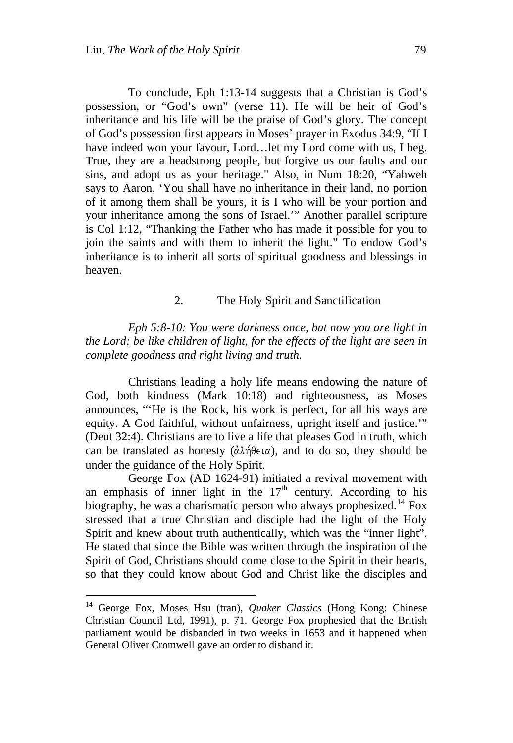To conclude, Eph 1:13-14 suggests that a Christian is God's possession, or "God's own" (verse 11). He will be heir of God's inheritance and his life will be the praise of God's glory. The concept of God's possession first appears in Moses' prayer in Exodus 34:9, "If I have indeed won your favour, Lord…let my Lord come with us, I beg. True, they are a headstrong people, but forgive us our faults and our sins, and adopt us as your heritage." Also, in Num 18:20, "Yahweh says to Aaron, 'You shall have no inheritance in their land, no portion of it among them shall be yours, it is I who will be your portion and your inheritance among the sons of Israel.'" Another parallel scripture is Col 1:12, "Thanking the Father who has made it possible for you to join the saints and with them to inherit the light." To endow God's inheritance is to inherit all sorts of spiritual goodness and blessings in heaven.

## 2. The Holy Spirit and Sanctification

*Eph 5:8-10: You were darkness once, but now you are light in the Lord; be like children of light, for the effects of the light are seen in complete goodness and right living and truth.*

Christians leading a holy life means endowing the nature of God, both kindness (Mark 10:18) and righteousness, as Moses announces, "'He is the Rock, his work is perfect, for all his ways are equity. A God faithful, without unfairness, upright itself and justice.'" (Deut 32:4). Christians are to live a life that pleases God in truth, which can be translated as honesty (ἀλήθεια), and to do so, they should be under the guidance of the Holy Spirit.

George Fox (AD 1624-91) initiated a revival movement with an emphasis of inner light in the 17th century. According to his biography, he was a charismatic person who always prophesized.[14] Fox stressed that a true Christian and disciple had the light of the Holy Spirit and knew about truth authentically, which was the "inner light". He stated that since the Bible was written through the inspiration of the Spirit of God, Christians should come close to the Spirit in their hearts, so that they could know about God and Christ like the disciples and

[14] George Fox, Moses Hsu (tran), *Quaker Classics* (Hong Kong: Chinese Christian Council Ltd, 1991), p. 71. George Fox prophesied that the British parliament would be disbanded in two weeks in 1653 and it happened when General Oliver Cromwell gave an order to disband it.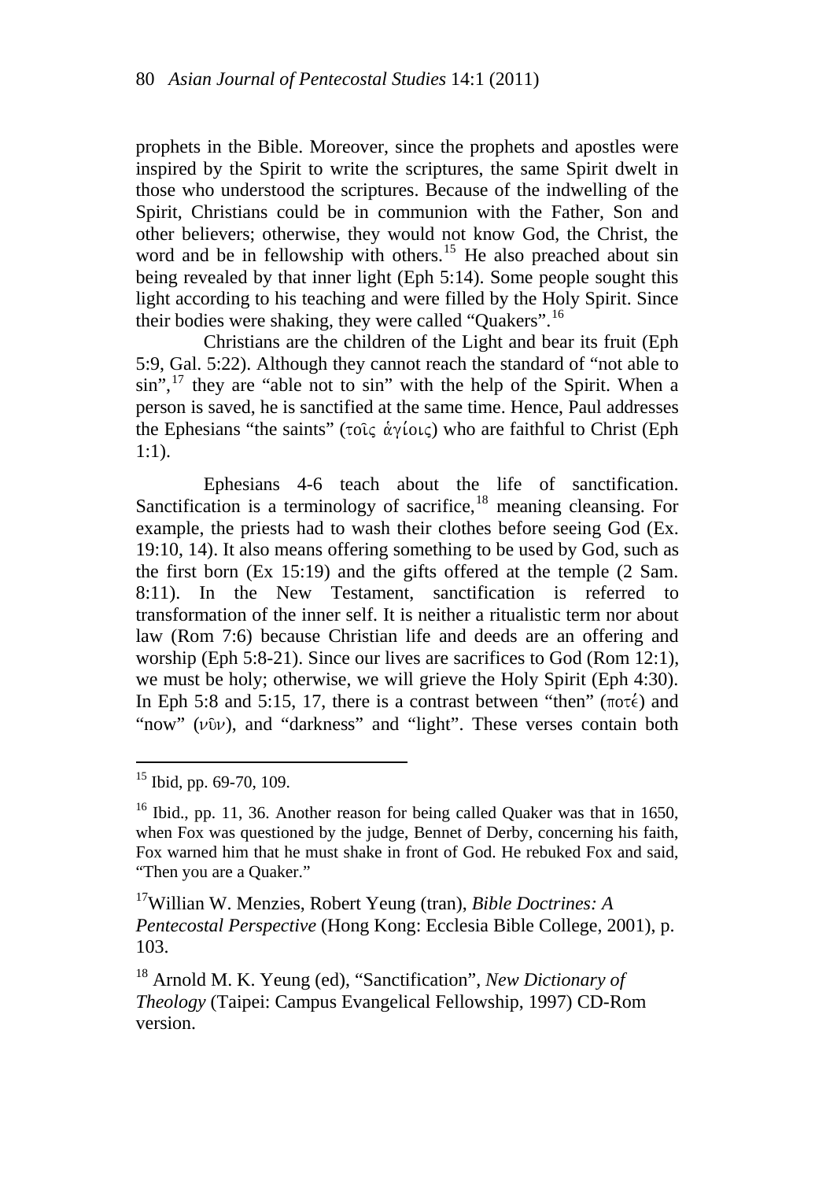prophets in the Bible. Moreover, since the prophets and apostles were inspired by the Spirit to write the scriptures, the same Spirit dwelt in those who understood the scriptures. Because of the indwelling of the Spirit, Christians could be in communion with the Father, Son and other believers; otherwise, they would not know God, the Christ, the word and be in fellowship with others.[15] He also preached about sin being revealed by that inner light (Eph 5:14). Some people sought this light according to his teaching and were filled by the Holy Spirit. Since their bodies were shaking, they were called "Quakers".[16]

Christians are the children of the Light and bear its fruit (Eph 5:9, Gal. 5:22). Although they cannot reach the standard of "not able to sin",[17] they are "able not to sin" with the help of the Spirit. When a person is saved, he is sanctified at the same time. Hence, Paul addresses the Ephesians "the saints" (τοῖς ἁγίοις) who are faithful to Christ (Eph 1:1).

Ephesians 4-6 teach about the life of sanctification. Sanctification is a terminology of sacrifice,[18] meaning cleansing. For example, the priests had to wash their clothes before seeing God (Ex. 19:10, 14). It also means offering something to be used by God, such as the first born (Ex 15:19) and the gifts offered at the temple (2 Sam. 8:11). In the New Testament, sanctification is referred to transformation of the inner self. It is neither a ritualistic term nor about law (Rom 7:6) because Christian life and deeds are an offering and worship (Eph 5:8-21). Since our lives are sacrifices to God (Rom 12:1), we must be holy; otherwise, we will grieve the Holy Spirit (Eph 4:30). In Eph 5:8 and 5:15, 17, there is a contrast between "then" (ποτέ) and "now" (νῦν), and "darkness" and "light". These verses contain both

---

[15] Ibid, pp. 69-70, 109.

[16] Ibid., pp. 11, 36. Another reason for being called Quaker was that in 1650, when Fox was questioned by the judge, Bennet of Derby, concerning his faith, Fox warned him that he must shake in front of God. He rebuked Fox and said, "Then you are a Quaker."

[17] Willian W. Menzies, Robert Yeung (tran), *Bible Doctrines: A Pentecostal Perspective* (Hong Kong: Ecclesia Bible College, 2001), p. 103.

[18] Arnold M. K. Yeung (ed), "Sanctification", *New Dictionary of Theology* (Taipei: Campus Evangelical Fellowship, 1997) CD-Rom version.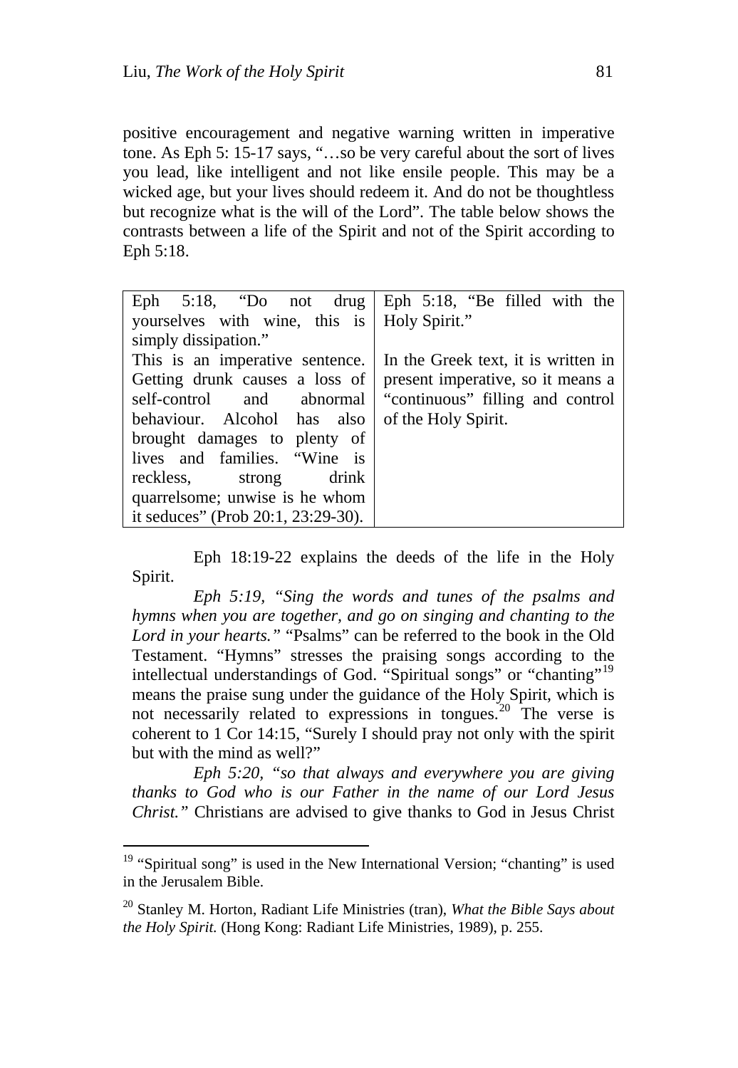positive encouragement and negative warning written in imperative tone. As Eph 5: 15-17 says, "…so be very careful about the sort of lives you lead, like intelligent and not like ensile people. This may be a wicked age, but your lives should redeem it. And do not be thoughtless but recognize what is the will of the Lord". The table below shows the contrasts between a life of the Spirit and not of the Spirit according to Eph 5:18.

| Eph 5:18, "Do not drug yourselves with wine, this is simply dissipation." | Eph 5:18, "Be filled with the Holy Spirit." |
|---|---|
| This is an imperative sentence. Getting drunk causes a loss of self-control and abnormal behaviour. Alcohol has also brought damages to plenty of lives and families. "Wine is reckless, strong drink quarrelsome; unwise is he whom it seduces" (Prob 20:1, 23:29-30). | In the Greek text, it is written in present imperative, so it means a "continuous" filling and control of the Holy Spirit. |

Eph 18:19-22 explains the deeds of the life in the Holy Spirit.

*Eph 5:19, "Sing the words and tunes of the psalms and hymns when you are together, and go on singing and chanting to the Lord in your hearts."* "Psalms" can be referred to the book in the Old Testament. "Hymns" stresses the praising songs according to the intellectual understandings of God. "Spiritual songs" or "chanting"[19] means the praise sung under the guidance of the Holy Spirit, which is not necessarily related to expressions in tongues.[20] The verse is coherent to 1 Cor 14:15, "Surely I should pray not only with the spirit but with the mind as well?"

*Eph 5:20, "so that always and everywhere you are giving thanks to God who is our Father in the name of our Lord Jesus Christ."* Christians are advised to give thanks to God in Jesus Christ

---

[19] "Spiritual song" is used in the New International Version; "chanting" is used in the Jerusalem Bible.

[20] Stanley M. Horton, Radiant Life Ministries (tran), *What the Bible Says about the Holy Spirit.* (Hong Kong: Radiant Life Ministries, 1989), p. 255.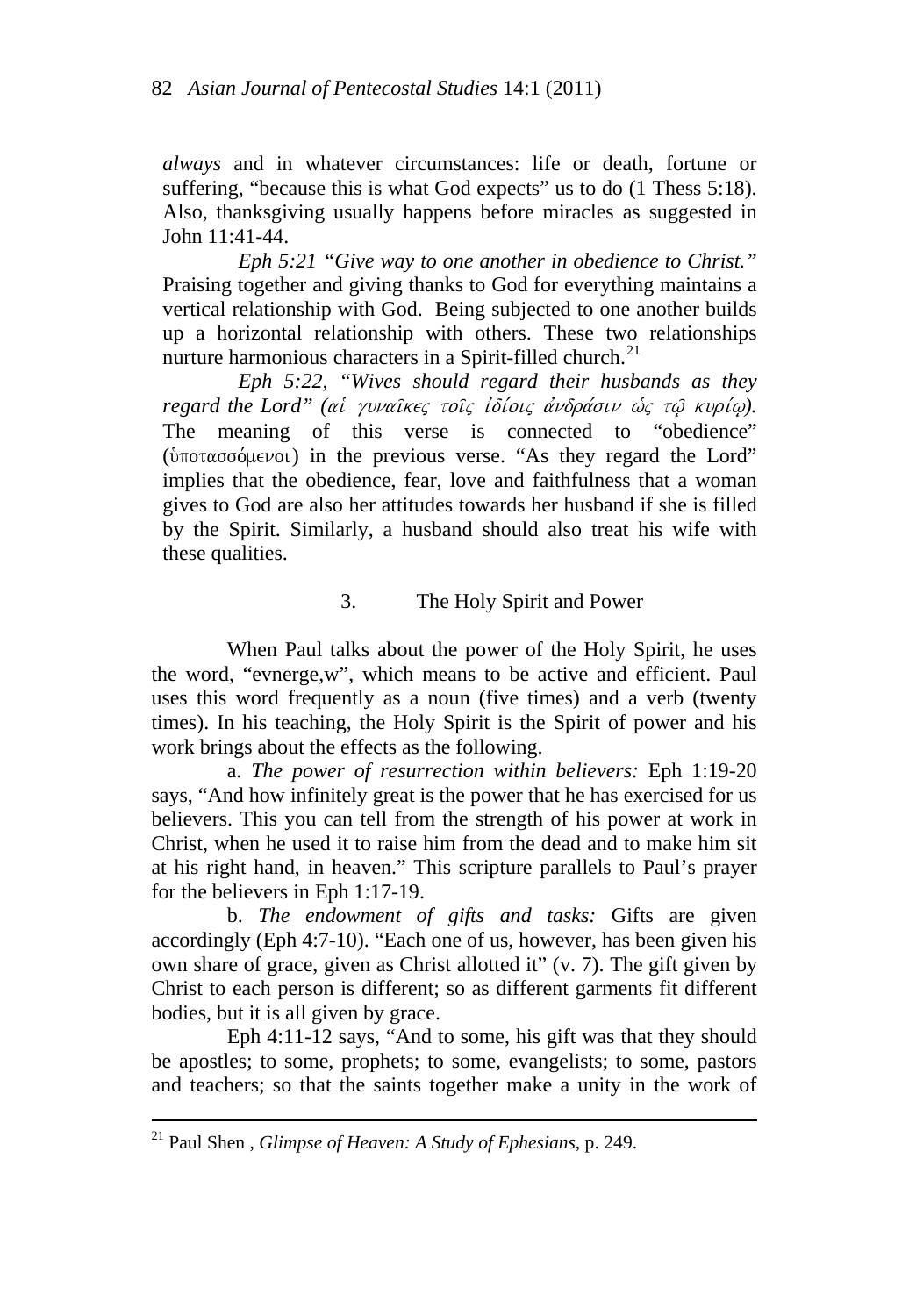*always* and in whatever circumstances: life or death, fortune or suffering, "because this is what God expects" us to do (1 Thess 5:18). Also, thanksgiving usually happens before miracles as suggested in John 11:41-44.

*Eph 5:21 "Give way to one another in obedience to Christ."* Praising together and giving thanks to God for everything maintains a vertical relationship with God. Being subjected to one another builds up a horizontal relationship with others. These two relationships nurture harmonious characters in a Spirit-filled church.[21]

*Eph 5:22, "Wives should regard their husbands as they regard the Lord" (αἱ γυναῖκες τοῖς ἰδίοις ἀνδράσιν ὡς τῷ κυρίῳ).* The meaning of this verse is connected to "obedience" (ὑποτασσόμενοι) in the previous verse. "As they regard the Lord" implies that the obedience, fear, love and faithfulness that a woman gives to God are also her attitudes towards her husband if she is filled by the Spirit. Similarly, a husband should also treat his wife with these qualities.

### 3. The Holy Spirit and Power

When Paul talks about the power of the Holy Spirit, he uses the word, "evnerge,w", which means to be active and efficient. Paul uses this word frequently as a noun (five times) and a verb (twenty times). In his teaching, the Holy Spirit is the Spirit of power and his work brings about the effects as the following.

a. *The power of resurrection within believers:* Eph 1:19-20 says, "And how infinitely great is the power that he has exercised for us believers. This you can tell from the strength of his power at work in Christ, when he used it to raise him from the dead and to make him sit at his right hand, in heaven." This scripture parallels to Paul's prayer for the believers in Eph 1:17-19.

b. *The endowment of gifts and tasks:* Gifts are given accordingly (Eph 4:7-10). "Each one of us, however, has been given his own share of grace, given as Christ allotted it" (v. 7). The gift given by Christ to each person is different; so as different garments fit different bodies, but it is all given by grace.

Eph 4:11-12 says, "And to some, his gift was that they should be apostles; to some, prophets; to some, evangelists; to some, pastors and teachers; so that the saints together make a unity in the work of

---

[21] Paul Shen , *Glimpse of Heaven: A Study of Ephesians,* p. 249.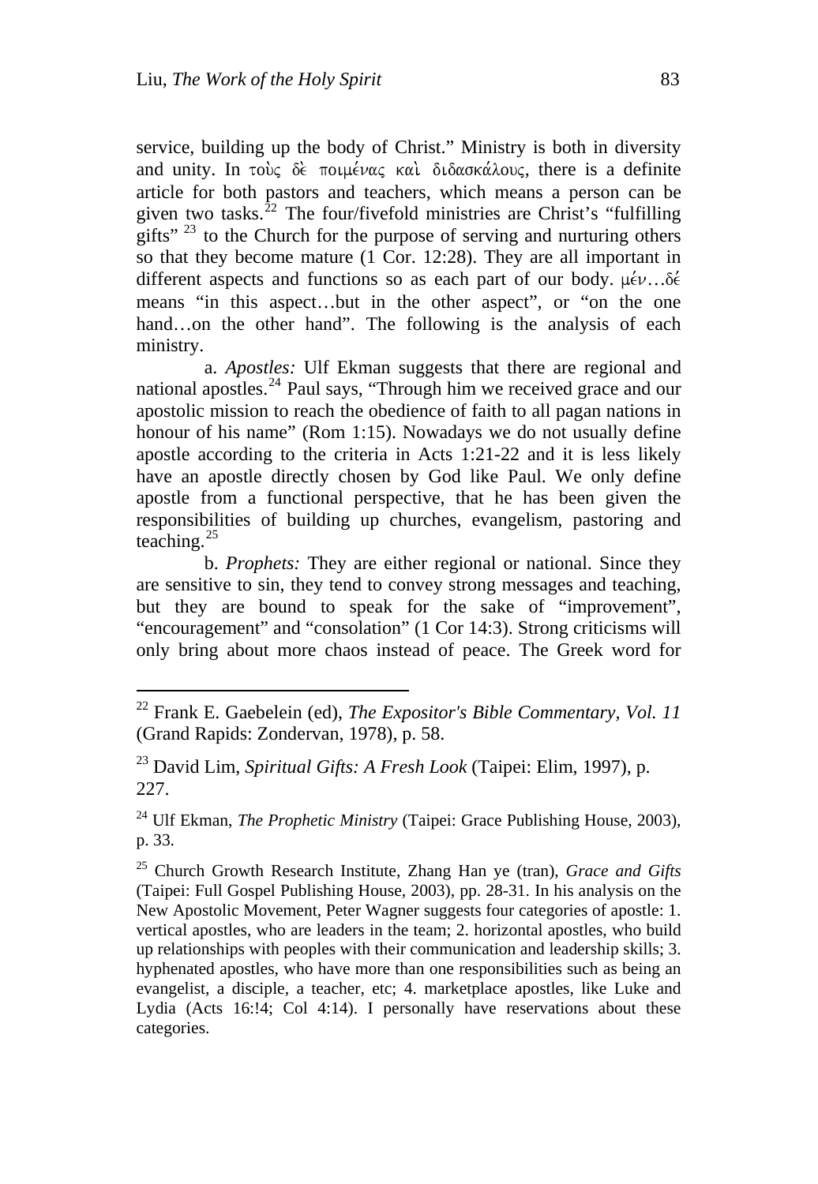service, building up the body of Christ." Ministry is both in diversity and unity. In τοὺς δὲ ποιμένας καὶ διδασκάλους, there is a definite article for both pastors and teachers, which means a person can be given two tasks.[22] The four/fivefold ministries are Christ's "fulfilling gifts" [23] to the Church for the purpose of serving and nurturing others so that they become mature (1 Cor. 12:28). They are all important in different aspects and functions so as each part of our body. μέν…δέ means "in this aspect…but in the other aspect", or "on the one hand…on the other hand". The following is the analysis of each ministry.

a. *Apostles:* Ulf Ekman suggests that there are regional and national apostles.[24] Paul says, "Through him we received grace and our apostolic mission to reach the obedience of faith to all pagan nations in honour of his name" (Rom 1:15). Nowadays we do not usually define apostle according to the criteria in Acts 1:21-22 and it is less likely have an apostle directly chosen by God like Paul. We only define apostle from a functional perspective, that he has been given the responsibilities of building up churches, evangelism, pastoring and teaching.[25]

b. *Prophets:* They are either regional or national. Since they are sensitive to sin, they tend to convey strong messages and teaching, but they are bound to speak for the sake of "improvement", "encouragement" and "consolation" (1 Cor 14:3). Strong criticisms will only bring about more chaos instead of peace. The Greek word for

---

[22] Frank E. Gaebelein (ed), *The Expositor's Bible Commentary, Vol. 11* (Grand Rapids: Zondervan, 1978), p. 58.

[23] David Lim, *Spiritual Gifts: A Fresh Look* (Taipei: Elim, 1997), p. 227.

[24] Ulf Ekman, *The Prophetic Ministry* (Taipei: Grace Publishing House, 2003), p. 33.

[25] Church Growth Research Institute, Zhang Han ye (tran), *Grace and Gifts* (Taipei: Full Gospel Publishing House, 2003), pp. 28-31. In his analysis on the New Apostolic Movement, Peter Wagner suggests four categories of apostle: 1. vertical apostles, who are leaders in the team; 2. horizontal apostles, who build up relationships with peoples with their communication and leadership skills; 3. hyphenated apostles, who have more than one responsibilities such as being an evangelist, a disciple, a teacher, etc; 4. marketplace apostles, like Luke and Lydia (Acts 16:!4; Col 4:14). I personally have reservations about these categories.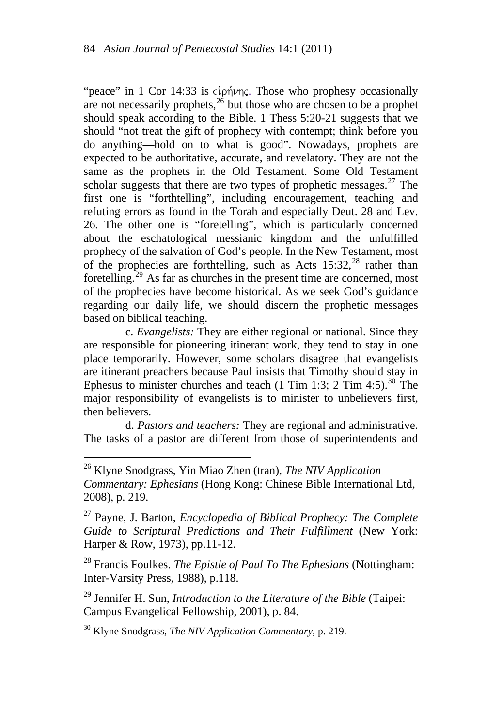"peace" in 1 Cor 14:33 is εἰρήνης. Those who prophesy occasionally are not necessarily prophets,[26] but those who are chosen to be a prophet should speak according to the Bible. 1 Thess 5:20-21 suggests that we should "not treat the gift of prophecy with contempt; think before you do anything—hold on to what is good". Nowadays, prophets are expected to be authoritative, accurate, and revelatory. They are not the same as the prophets in the Old Testament. Some Old Testament scholar suggests that there are two types of prophetic messages.[27] The first one is "forthtelling", including encouragement, teaching and refuting errors as found in the Torah and especially Deut. 28 and Lev. 26. The other one is "foretelling", which is particularly concerned about the eschatological messianic kingdom and the unfulfilled prophecy of the salvation of God's people. In the New Testament, most of the prophecies are forthtelling, such as Acts 15:32,[28] rather than foretelling.[29] As far as churches in the present time are concerned, most of the prophecies have become historical. As we seek God's guidance regarding our daily life, we should discern the prophetic messages based on biblical teaching.

c. *Evangelists:* They are either regional or national. Since they are responsible for pioneering itinerant work, they tend to stay in one place temporarily. However, some scholars disagree that evangelists are itinerant preachers because Paul insists that Timothy should stay in Ephesus to minister churches and teach (1 Tim 1:3; 2 Tim 4:5).[30] The major responsibility of evangelists is to minister to unbelievers first, then believers.

d. *Pastors and teachers:* They are regional and administrative. The tasks of a pastor are different from those of superintendents and

---

[26] Klyne Snodgrass, Yin Miao Zhen (tran), *The NIV Application Commentary: Ephesians* (Hong Kong: Chinese Bible International Ltd, 2008), p. 219.

[27] Payne, J. Barton, *Encyclopedia of Biblical Prophecy: The Complete Guide to Scriptural Predictions and Their Fulfillment* (New York: Harper & Row, 1973), pp.11-12.

[28] Francis Foulkes. *The Epistle of Paul To The Ephesians* (Nottingham: Inter-Varsity Press, 1988), p.118.

[29] Jennifer H. Sun, *Introduction to the Literature of the Bible* (Taipei: Campus Evangelical Fellowship, 2001), p. 84.

[30] Klyne Snodgrass, *The NIV Application Commentary*, p. 219.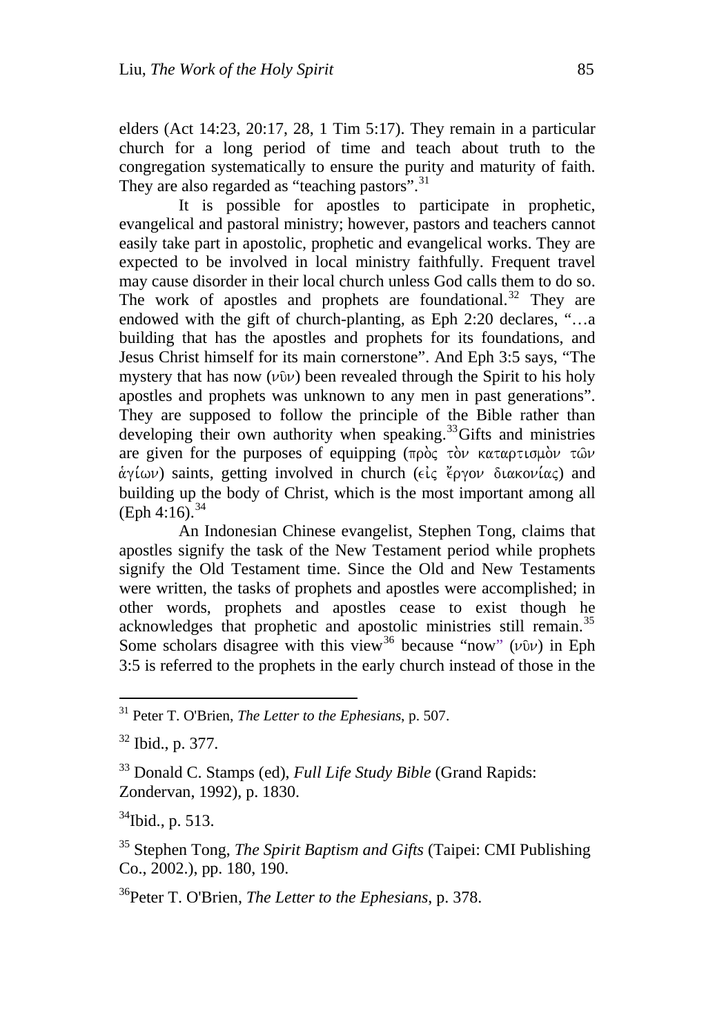elders (Act 14:23, 20:17, 28, 1 Tim 5:17). They remain in a particular church for a long period of time and teach about truth to the congregation systematically to ensure the purity and maturity of faith. They are also regarded as "teaching pastors".[31]

It is possible for apostles to participate in prophetic, evangelical and pastoral ministry; however, pastors and teachers cannot easily take part in apostolic, prophetic and evangelical works. They are expected to be involved in local ministry faithfully. Frequent travel may cause disorder in their local church unless God calls them to do so. The work of apostles and prophets are foundational.[32] They are endowed with the gift of church-planting, as Eph 2:20 declares, "…a building that has the apostles and prophets for its foundations, and Jesus Christ himself for its main cornerstone". And Eph 3:5 says, "The mystery that has now (νῦν) been revealed through the Spirit to his holy apostles and prophets was unknown to any men in past generations". They are supposed to follow the principle of the Bible rather than developing their own authority when speaking.[33] Gifts and ministries are given for the purposes of equipping (πρὸς τὸν καταρτισμὸν τῶν ἁγίων) saints, getting involved in church (εἰς ἔργον διακονίας) and building up the body of Christ, which is the most important among all (Eph 4:16).[34]

An Indonesian Chinese evangelist, Stephen Tong, claims that apostles signify the task of the New Testament period while prophets signify the Old Testament time. Since the Old and New Testaments were written, the tasks of prophets and apostles were accomplished; in other words, prophets and apostles cease to exist though he acknowledges that prophetic and apostolic ministries still remain.[35] Some scholars disagree with this view[36] because "now" (νῦν) in Eph 3:5 is referred to the prophets in the early church instead of those in the

---

[31] Peter T. O'Brien, *The Letter to the Ephesians*, p. 507.

[32] Ibid., p. 377.

[33] Donald C. Stamps (ed), *Full Life Study Bible* (Grand Rapids: Zondervan, 1992), p. 1830.

[34] Ibid., p. 513.

[35] Stephen Tong, *The Spirit Baptism and Gifts* (Taipei: CMI Publishing Co., 2002.), pp. 180, 190.

[36] Peter T. O'Brien, *The Letter to the Ephesians*, p. 378.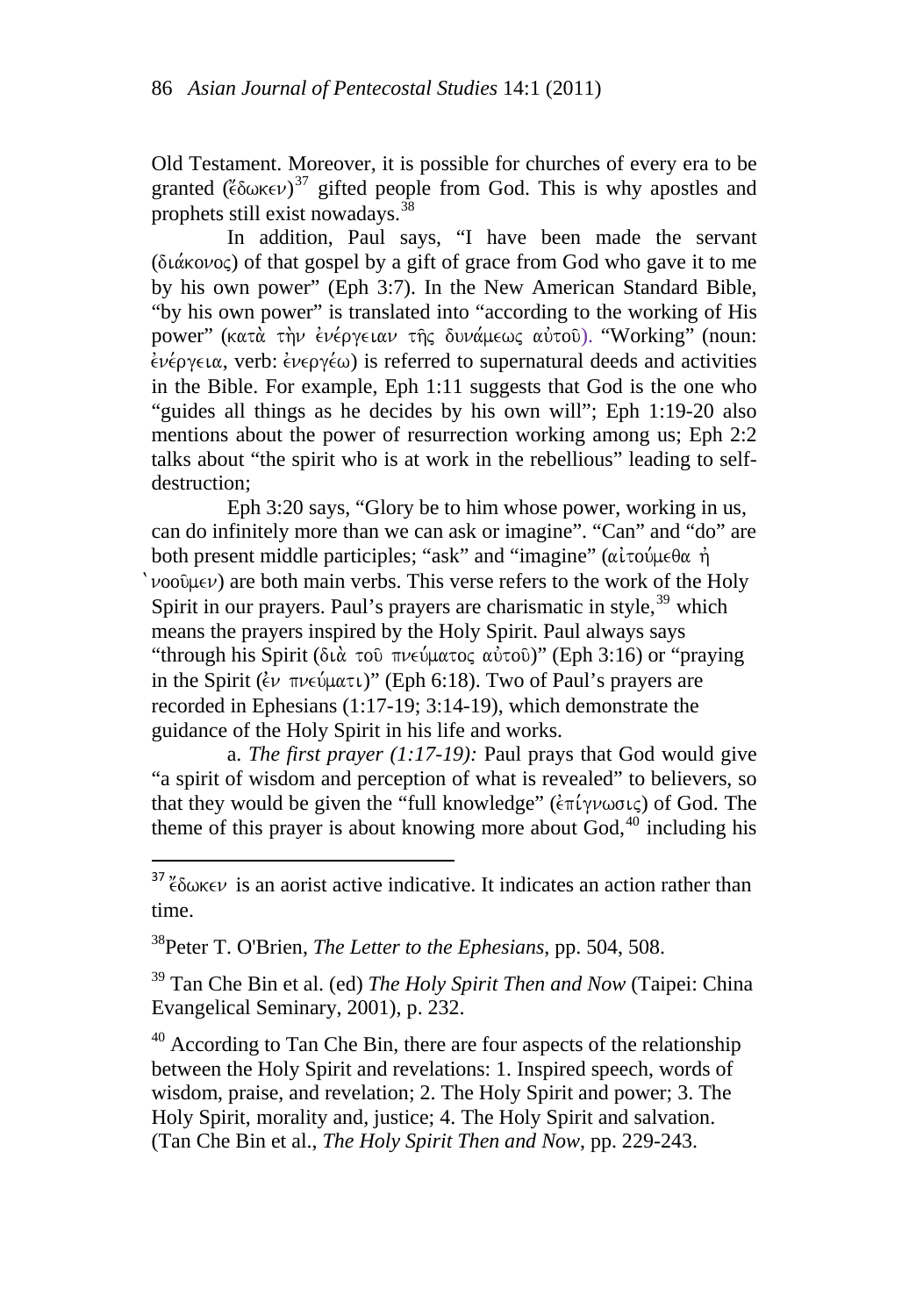Old Testament. Moreover, it is possible for churches of every era to be granted (ἔδωκεν)[37] gifted people from God. This is why apostles and prophets still exist nowadays.[38]

In addition, Paul says, "I have been made the servant (διάκονος) of that gospel by a gift of grace from God who gave it to me by his own power" (Eph 3:7). In the New American Standard Bible, "by his own power" is translated into "according to the working of His power" (κατὰ τὴν ἐνέργειαν τῆς δυνάμεως αὐτοῦ). "Working" (noun: ἐνέργεια, verb: ἐνεργέω) is referred to supernatural deeds and activities in the Bible. For example, Eph 1:11 suggests that God is the one who "guides all things as he decides by his own will"; Eph 1:19-20 also mentions about the power of resurrection working among us; Eph 2:2 talks about "the spirit who is at work in the rebellious" leading to self-destruction;

Eph 3:20 says, "Glory be to him whose power, working in us, can do infinitely more than we can ask or imagine". "Can" and "do" are both present middle participles; "ask" and "imagine" (αἰτούμεθα ἢ νοοῦμεν) are both main verbs. This verse refers to the work of the Holy Spirit in our prayers. Paul's prayers are charismatic in style,[39] which means the prayers inspired by the Holy Spirit. Paul always says "through his Spirit (διὰ τοῦ πνεύματος αὐτοῦ)" (Eph 3:16) or "praying in the Spirit (ἐν πνεύματι)" (Eph 6:18). Two of Paul's prayers are recorded in Ephesians (1:17-19; 3:14-19), which demonstrate the guidance of the Holy Spirit in his life and works.

a. *The first prayer (1:17-19):* Paul prays that God would give "a spirit of wisdom and perception of what is revealed" to believers, so that they would be given the "full knowledge" (ἐπίγνωσις) of God. The theme of this prayer is about knowing more about God,[40] including his

---

[37] ἔδωκεν is an aorist active indicative. It indicates an action rather than time.

[38] Peter T. O'Brien, *The Letter to the Ephesians*, pp. 504, 508.

[39] Tan Che Bin et al. (ed) *The Holy Spirit Then and Now* (Taipei: China Evangelical Seminary, 2001), p. 232.

[40] According to Tan Che Bin, there are four aspects of the relationship between the Holy Spirit and revelations: 1. Inspired speech, words of wisdom, praise, and revelation; 2. The Holy Spirit and power; 3. The Holy Spirit, morality and, justice; 4. The Holy Spirit and salvation. (Tan Che Bin et al., *The Holy Spirit Then and Now*, pp. 229-243.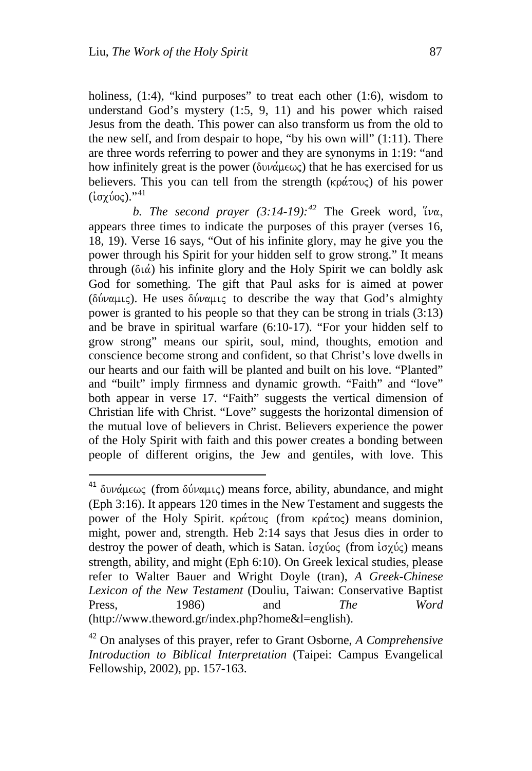holiness, (1:4), "kind purposes" to treat each other (1:6), wisdom to understand God's mystery (1:5, 9, 11) and his power which raised Jesus from the death. This power can also transform us from the old to the new self, and from despair to hope, "by his own will" (1:11). There are three words referring to power and they are synonyms in 1:19: "and how infinitely great is the power (δυνάμεως) that he has exercised for us believers. This you can tell from the strength (κράτους) of his power (ἰσχύος)."[41]

*b. The second prayer (3:14-19):*[42] The Greek word, ἵνα, appears three times to indicate the purposes of this prayer (verses 16, 18, 19). Verse 16 says, "Out of his infinite glory, may he give you the power through his Spirit for your hidden self to grow strong." It means through (διά) his infinite glory and the Holy Spirit we can boldly ask God for something. The gift that Paul asks for is aimed at power (δύναμις). He uses δύναμις to describe the way that God's almighty power is granted to his people so that they can be strong in trials (3:13) and be brave in spiritual warfare (6:10-17). "For your hidden self to grow strong" means our spirit, soul, mind, thoughts, emotion and conscience become strong and confident, so that Christ's love dwells in our hearts and our faith will be planted and built on his love. "Planted" and "built" imply firmness and dynamic growth. "Faith" and "love" both appear in verse 17. "Faith" suggests the vertical dimension of Christian life with Christ. "Love" suggests the horizontal dimension of the mutual love of believers in Christ. Believers experience the power of the Holy Spirit with faith and this power creates a bonding between people of different origins, the Jew and gentiles, with love. This

---

[41] δυνάμεως (from δύναμις) means force, ability, abundance, and might (Eph 3:16). It appears 120 times in the New Testament and suggests the power of the Holy Spirit. κράτους (from κράτος) means dominion, might, power and, strength. Heb 2:14 says that Jesus dies in order to destroy the power of death, which is Satan. ἰσχύος (from ἰσχύς) means strength, ability, and might (Eph 6:10). On Greek lexical studies, please refer to Walter Bauer and Wright Doyle (tran), *A Greek-Chinese Lexicon of the New Testament* (Douliu, Taiwan: Conservative Baptist Press, 1986) and *The Word* (http://www.theword.gr/index.php?home&l=english).

[42] On analyses of this prayer, refer to Grant Osborne, *A Comprehensive Introduction to Biblical Interpretation* (Taipei: Campus Evangelical Fellowship, 2002), pp. 157-163.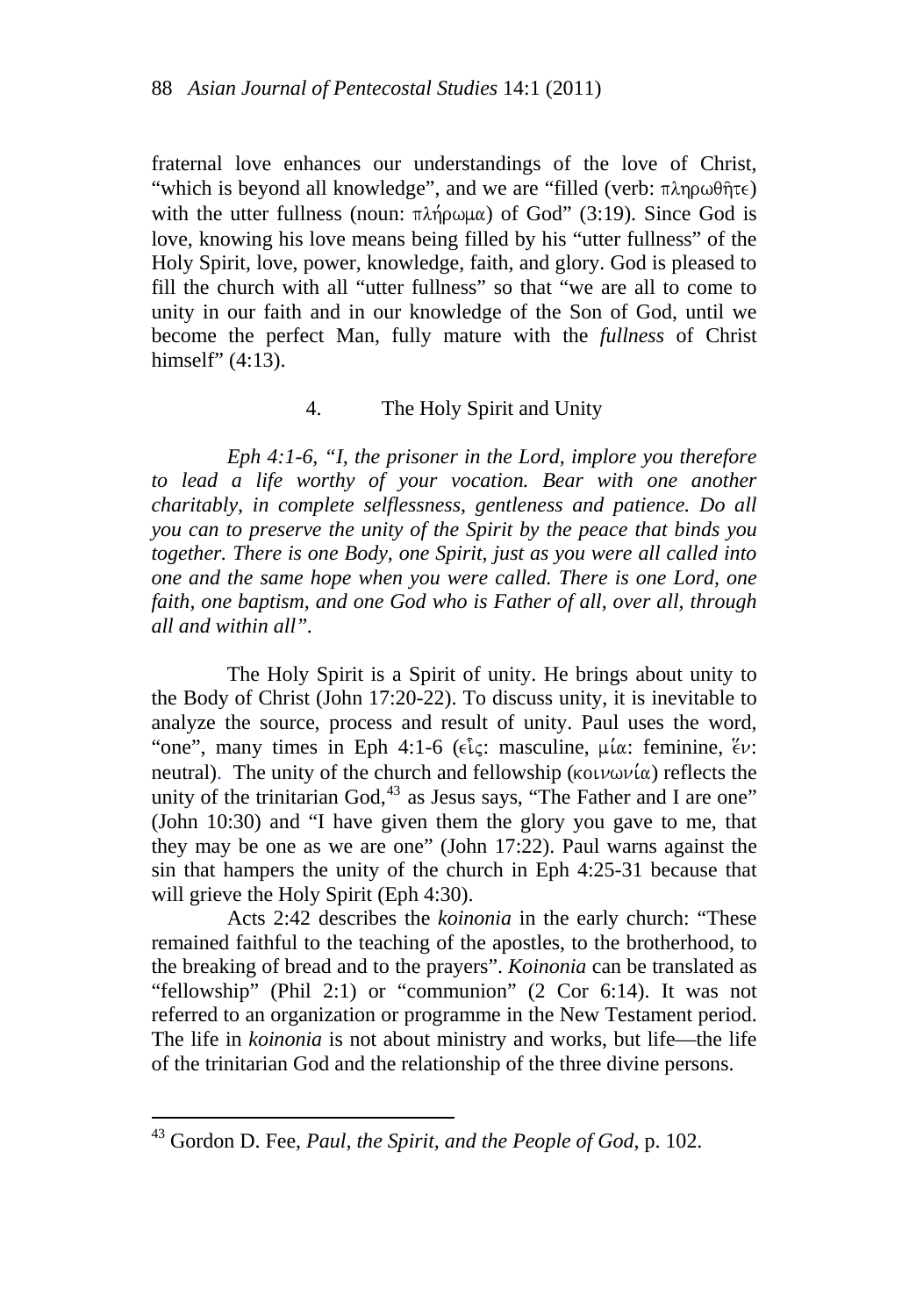fraternal love enhances our understandings of the love of Christ, "which is beyond all knowledge", and we are "filled (verb: πληρωθῆτε) with the utter fullness (noun: πλήρωμα) of God" (3:19). Since God is love, knowing his love means being filled by his "utter fullness" of the Holy Spirit, love, power, knowledge, faith, and glory. God is pleased to fill the church with all "utter fullness" so that "we are all to come to unity in our faith and in our knowledge of the Son of God, until we become the perfect Man, fully mature with the *fullness* of Christ himself" (4:13).

## 4. The Holy Spirit and Unity

*Eph 4:1-6, "I, the prisoner in the Lord, implore you therefore to lead a life worthy of your vocation. Bear with one another charitably, in complete selflessness, gentleness and patience. Do all you can to preserve the unity of the Spirit by the peace that binds you together. There is one Body, one Spirit, just as you were all called into one and the same hope when you were called. There is one Lord, one faith, one baptism, and one God who is Father of all, over all, through all and within all".*

The Holy Spirit is a Spirit of unity. He brings about unity to the Body of Christ (John 17:20-22). To discuss unity, it is inevitable to analyze the source, process and result of unity. Paul uses the word, "one", many times in Eph 4:1-6 (εἷς: masculine, μία: feminine, ἕν: neutral). The unity of the church and fellowship (κοινωνία) reflects the unity of the trinitarian God,[43] as Jesus says, "The Father and I are one" (John 10:30) and "I have given them the glory you gave to me, that they may be one as we are one" (John 17:22). Paul warns against the sin that hampers the unity of the church in Eph 4:25-31 because that will grieve the Holy Spirit (Eph 4:30).

Acts 2:42 describes the *koinonia* in the early church: "These remained faithful to the teaching of the apostles, to the brotherhood, to the breaking of bread and to the prayers". *Koinonia* can be translated as "fellowship" (Phil 2:1) or "communion" (2 Cor 6:14). It was not referred to an organization or programme in the New Testament period. The life in *koinonia* is not about ministry and works, but life—the life of the trinitarian God and the relationship of the three divine persons.

[43] Gordon D. Fee, *Paul, the Spirit, and the People of God*, p. 102.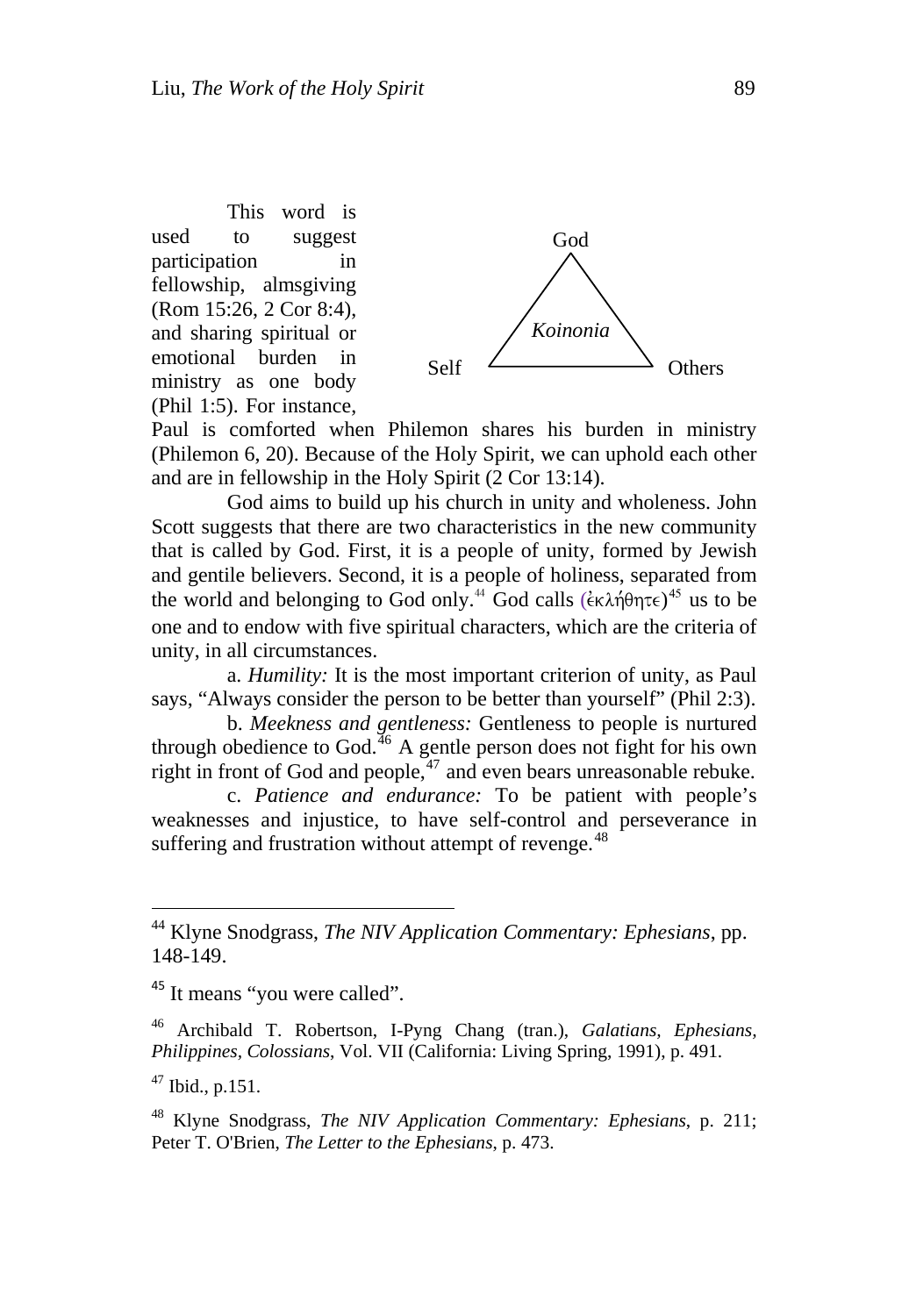This word is used to suggest participation in fellowship, almsgiving (Rom 15:26, 2 Cor 8:4), and sharing spiritual or emotional burden in ministry as one body (Phil 1:5). For instance, Paul is comforted when Philemon shares his burden in ministry (Philemon 6, 20). Because of the Holy Spirit, we can uphold each other and are in fellowship in the Holy Spirit (2 Cor 13:14).

God

*Koinonia*

Self Others

God aims to build up his church in unity and wholeness. John Scott suggests that there are two characteristics in the new community that is called by God. First, it is a people of unity, formed by Jewish and gentile believers. Second, it is a people of holiness, separated from the world and belonging to God only.[44] God calls (ἐκλήθητε)[45] us to be one and to endow with five spiritual characters, which are the criteria of unity, in all circumstances.

a. *Humility:* It is the most important criterion of unity, as Paul says, "Always consider the person to be better than yourself" (Phil 2:3).

b. *Meekness and gentleness:* Gentleness to people is nurtured through obedience to God.[46] A gentle person does not fight for his own right in front of God and people,[47] and even bears unreasonable rebuke.

c. *Patience and endurance:* To be patient with people's weaknesses and injustice, to have self-control and perseverance in suffering and frustration without attempt of revenge.[48]

---

[44] Klyne Snodgrass, *The NIV Application Commentary: Ephesians*, pp. 148-149.

[45] It means "you were called".

[46] Archibald T. Robertson, I-Pyng Chang (tran.), *Galatians, Ephesians, Philippines, Colossians*, Vol. VII (California: Living Spring, 1991), p. 491.

[47] Ibid., p.151.

[48] Klyne Snodgrass, *The NIV Application Commentary: Ephesians*, p. 211; Peter T. O'Brien, *The Letter to the Ephesians*, p. 473.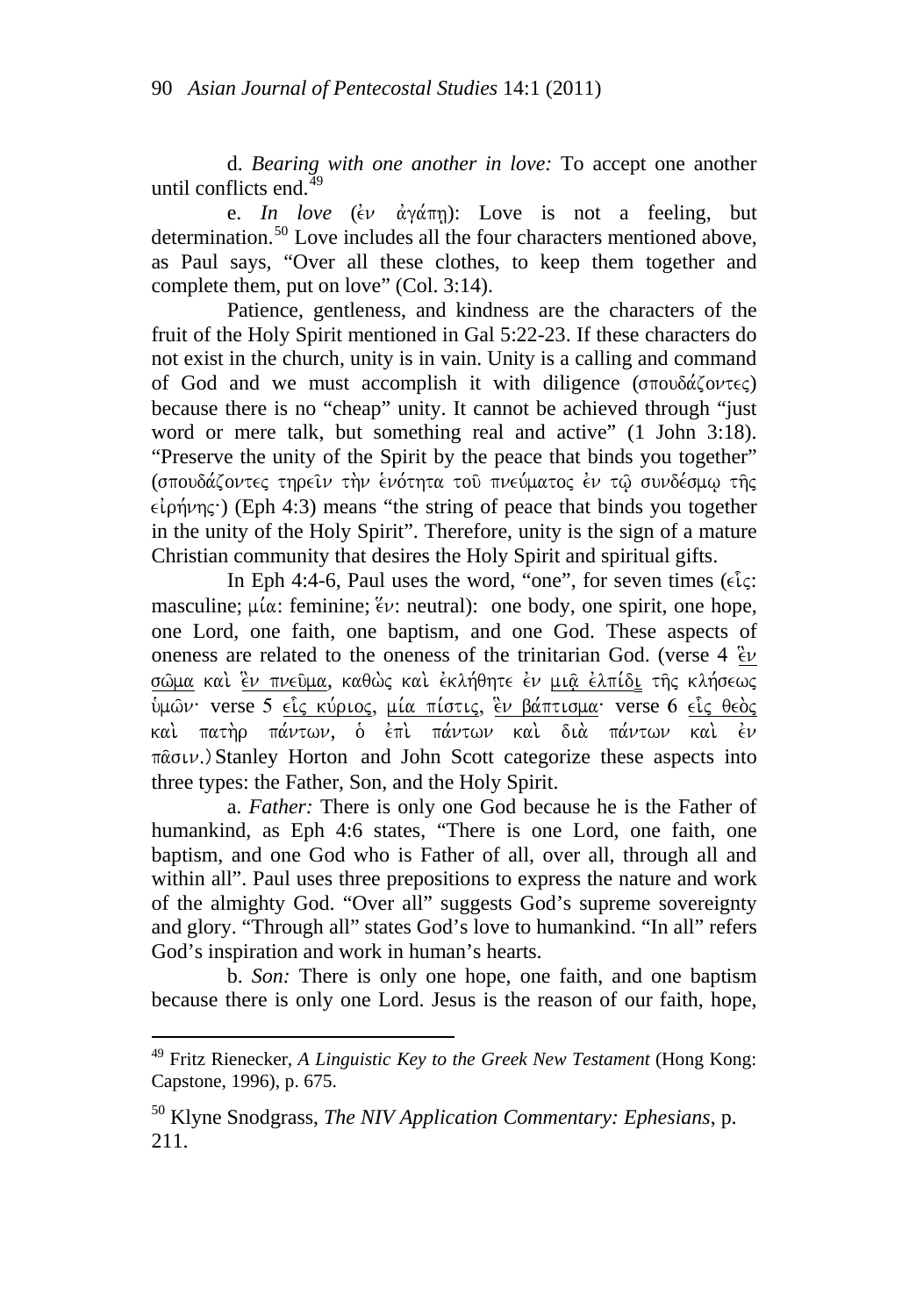d. *Bearing with one another in love:* To accept one another until conflicts end.[49]

e. *In love* (ἐν ἀγάπῃ): Love is not a feeling, but determination.[50] Love includes all the four characters mentioned above, as Paul says, "Over all these clothes, to keep them together and complete them, put on love" (Col. 3:14).

Patience, gentleness, and kindness are the characters of the fruit of the Holy Spirit mentioned in Gal 5:22-23. If these characters do not exist in the church, unity is in vain. Unity is a calling and command of God and we must accomplish it with diligence (σπουδάζοντες) because there is no "cheap" unity. It cannot be achieved through "just word or mere talk, but something real and active" (1 John 3:18). "Preserve the unity of the Spirit by the peace that binds you together" (σπουδάζοντες τηρεῖν τὴν ἑνότητα τοῦ πνεύματος ἐν τῷ συνδέσμῳ τῆς εἰρήνης·) (Eph 4:3) means "the string of peace that binds you together in the unity of the Holy Spirit". Therefore, unity is the sign of a mature Christian community that desires the Holy Spirit and spiritual gifts.

In Eph 4:4-6, Paul uses the word, "one", for seven times (εἷς: masculine; μία: feminine; ἕν: neutral): one body, one spirit, one hope, one Lord, one faith, one baptism, and one God. These aspects of oneness are related to the oneness of the trinitarian God. (verse 4 <u>ἓν σῶμα</u> καὶ <u>ἓν πνεῦμα</u>, καθὼς καὶ ἐκλήθητε ἐν <u>μιᾷ ἐλπίδι</u> τῆς κλήσεως ὑμῶν· verse 5 <u>εἷς κύριος</u>, <u>μία πίστις</u>, <u>ἓν βάπτισμα</u>· verse 6 <u>εἷς θεὸς</u> καὶ πατὴρ πάντων, ὁ ἐπὶ πάντων καὶ διὰ πάντων καὶ ἐν πᾶσιν.) Stanley Horton and John Scott categorize these aspects into three types: the Father, Son, and the Holy Spirit.

a. *Father:* There is only one God because he is the Father of humankind, as Eph 4:6 states, "There is one Lord, one faith, one baptism, and one God who is Father of all, over all, through all and within all". Paul uses three prepositions to express the nature and work of the almighty God. "Over all" suggests God's supreme sovereignty and glory. "Through all" states God's love to humankind. "In all" refers God's inspiration and work in human's hearts.

b. *Son:* There is only one hope, one faith, and one baptism because there is only one Lord. Jesus is the reason of our faith, hope,

---

[49] Fritz Rienecker, *A Linguistic Key to the Greek New Testament* (Hong Kong: Capstone, 1996), p. 675.

[50] Klyne Snodgrass, *The NIV Application Commentary: Ephesians*, p. 211.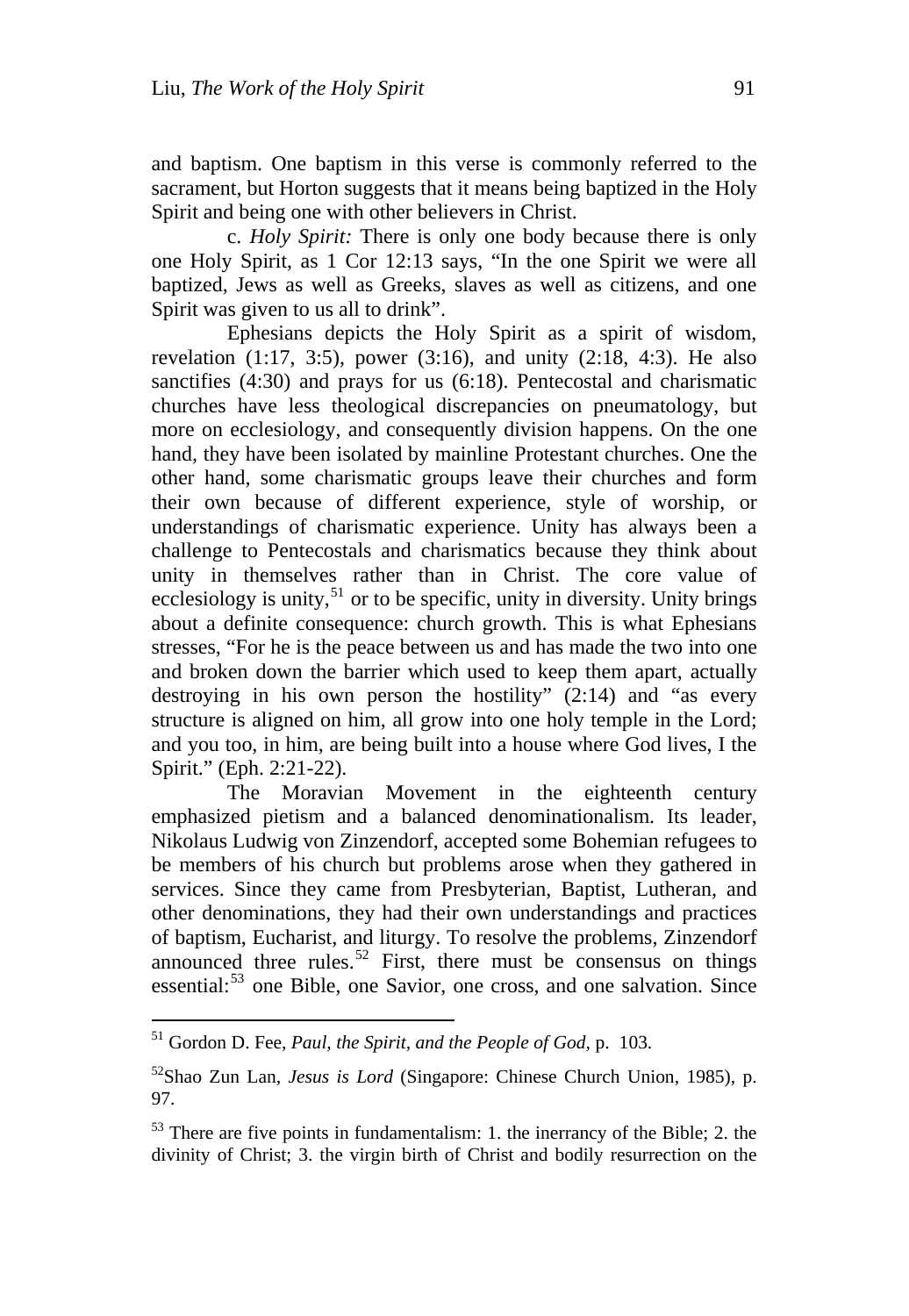and baptism. One baptism in this verse is commonly referred to the sacrament, but Horton suggests that it means being baptized in the Holy Spirit and being one with other believers in Christ.

c. *Holy Spirit:* There is only one body because there is only one Holy Spirit, as 1 Cor 12:13 says, "In the one Spirit we were all baptized, Jews as well as Greeks, slaves as well as citizens, and one Spirit was given to us all to drink".

Ephesians depicts the Holy Spirit as a spirit of wisdom, revelation (1:17, 3:5), power (3:16), and unity (2:18, 4:3). He also sanctifies (4:30) and prays for us (6:18). Pentecostal and charismatic churches have less theological discrepancies on pneumatology, but more on ecclesiology, and consequently division happens. On the one hand, they have been isolated by mainline Protestant churches. One the other hand, some charismatic groups leave their churches and form their own because of different experience, style of worship, or understandings of charismatic experience. Unity has always been a challenge to Pentecostals and charismatics because they think about unity in themselves rather than in Christ. The core value of ecclesiology is unity,[51] or to be specific, unity in diversity. Unity brings about a definite consequence: church growth. This is what Ephesians stresses, "For he is the peace between us and has made the two into one and broken down the barrier which used to keep them apart, actually destroying in his own person the hostility" (2:14) and "as every structure is aligned on him, all grow into one holy temple in the Lord; and you too, in him, are being built into a house where God lives, I the Spirit." (Eph. 2:21-22).

The Moravian Movement in the eighteenth century emphasized pietism and a balanced denominationalism. Its leader, Nikolaus Ludwig von Zinzendorf, accepted some Bohemian refugees to be members of his church but problems arose when they gathered in services. Since they came from Presbyterian, Baptist, Lutheran, and other denominations, they had their own understandings and practices of baptism, Eucharist, and liturgy. To resolve the problems, Zinzendorf announced three rules.[52] First, there must be consensus on things essential:[53] one Bible, one Savior, one cross, and one salvation. Since

---

[51] Gordon D. Fee, *Paul, the Spirit, and the People of God*, p. 103.

[52] Shao Zun Lan, *Jesus is Lord* (Singapore: Chinese Church Union, 1985), p. 97.

[53] There are five points in fundamentalism: 1. the inerrancy of the Bible; 2. the divinity of Christ; 3. the virgin birth of Christ and bodily resurrection on the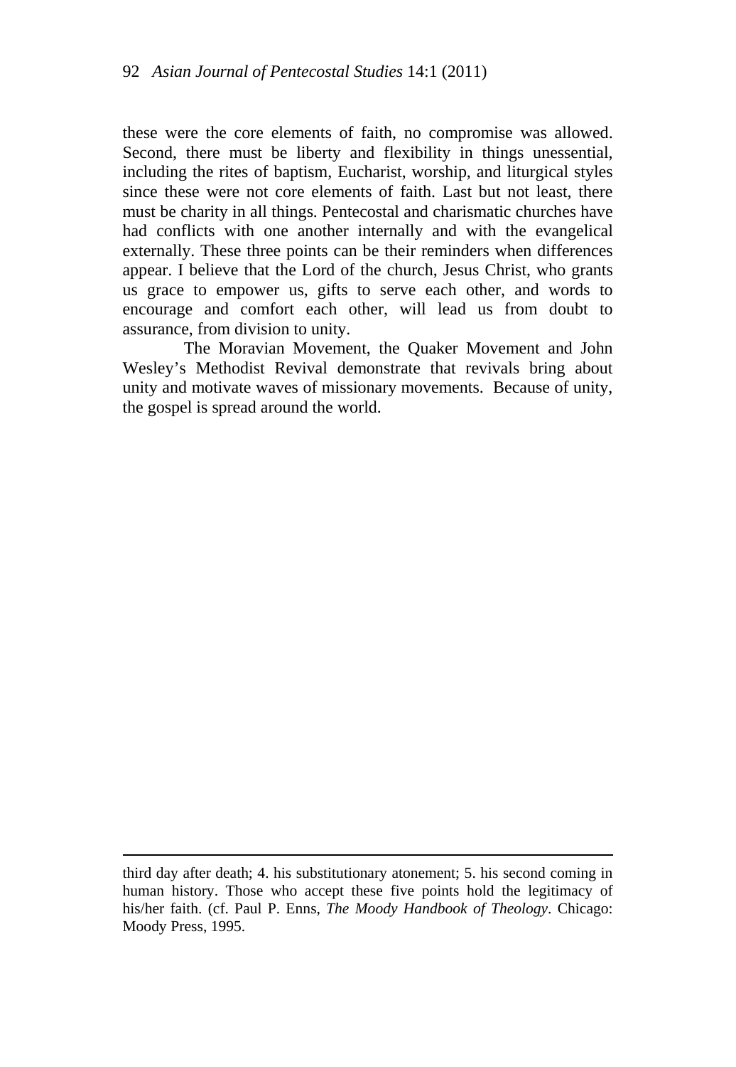these were the core elements of faith, no compromise was allowed. Second, there must be liberty and flexibility in things unessential, including the rites of baptism, Eucharist, worship, and liturgical styles since these were not core elements of faith. Last but not least, there must be charity in all things. Pentecostal and charismatic churches have had conflicts with one another internally and with the evangelical externally. These three points can be their reminders when differences appear. I believe that the Lord of the church, Jesus Christ, who grants us grace to empower us, gifts to serve each other, and words to encourage and comfort each other, will lead us from doubt to assurance, from division to unity.

The Moravian Movement, the Quaker Movement and John Wesley's Methodist Revival demonstrate that revivals bring about unity and motivate waves of missionary movements. Because of unity, the gospel is spread around the world.

---

third day after death; 4. his substitutionary atonement; 5. his second coming in human history. Those who accept these five points hold the legitimacy of his/her faith. (cf. Paul P. Enns, *The Moody Handbook of Theology*. Chicago: Moody Press, 1995.